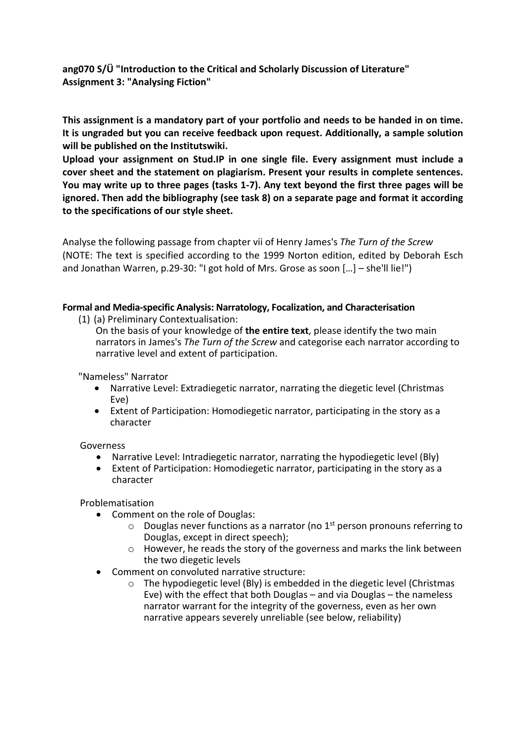**ang070 S/Ü "Introduction to the Critical and Scholarly Discussion of Literature"**
**Assignment 3: "Analysing Fiction"**

**This assignment is a mandatory part of your portfolio and needs to be handed in on time. It is ungraded but you can receive feedback upon request. Additionally, a sample solution will be published on the Institutswiki.**

**Upload your assignment on Stud.IP in one single file. Every assignment must include a cover sheet and the statement on plagiarism. Present your results in complete sentences. You may write up to three pages (tasks 1-7). Any text beyond the first three pages will be ignored. Then add the bibliography (see task 8) on a separate page and format it according to the specifications of our style sheet.**

Analyse the following passage from chapter vii of Henry James's *The Turn of the Screw* (NOTE: The text is specified according to the 1999 Norton edition, edited by Deborah Esch and Jonathan Warren, p.29-30: "I got hold of Mrs. Grose as soon […] – she'll lie!")

**Formal and Media-specific Analysis: Narratology, Focalization, and Characterisation**

(1) (a) Preliminary Contextualisation:
On the basis of your knowledge of **the entire text**, please identify the two main narrators in James's *The Turn of the Screw* and categorise each narrator according to narrative level and extent of participation.

"Nameless" Narrator

- Narrative Level: Extradiegetic narrator, narrating the diegetic level (Christmas Eve)
- Extent of Participation: Homodiegetic narrator, participating in the story as a character

Governess

- Narrative Level: Intradiegetic narrator, narrating the hypodiegetic level (Bly)
- Extent of Participation: Homodiegetic narrator, participating in the story as a character

Problematisation

- Comment on the role of Douglas:
  - Douglas never functions as a narrator (no 1st person pronouns referring to Douglas, except in direct speech);
  - However, he reads the story of the governess and marks the link between the two diegetic levels
- Comment on convoluted narrative structure:
  - The hypodiegetic level (Bly) is embedded in the diegetic level (Christmas Eve) with the effect that both Douglas – and via Douglas – the nameless narrator warrant for the integrity of the governess, even as her own narrative appears severely unreliable (see below, reliability)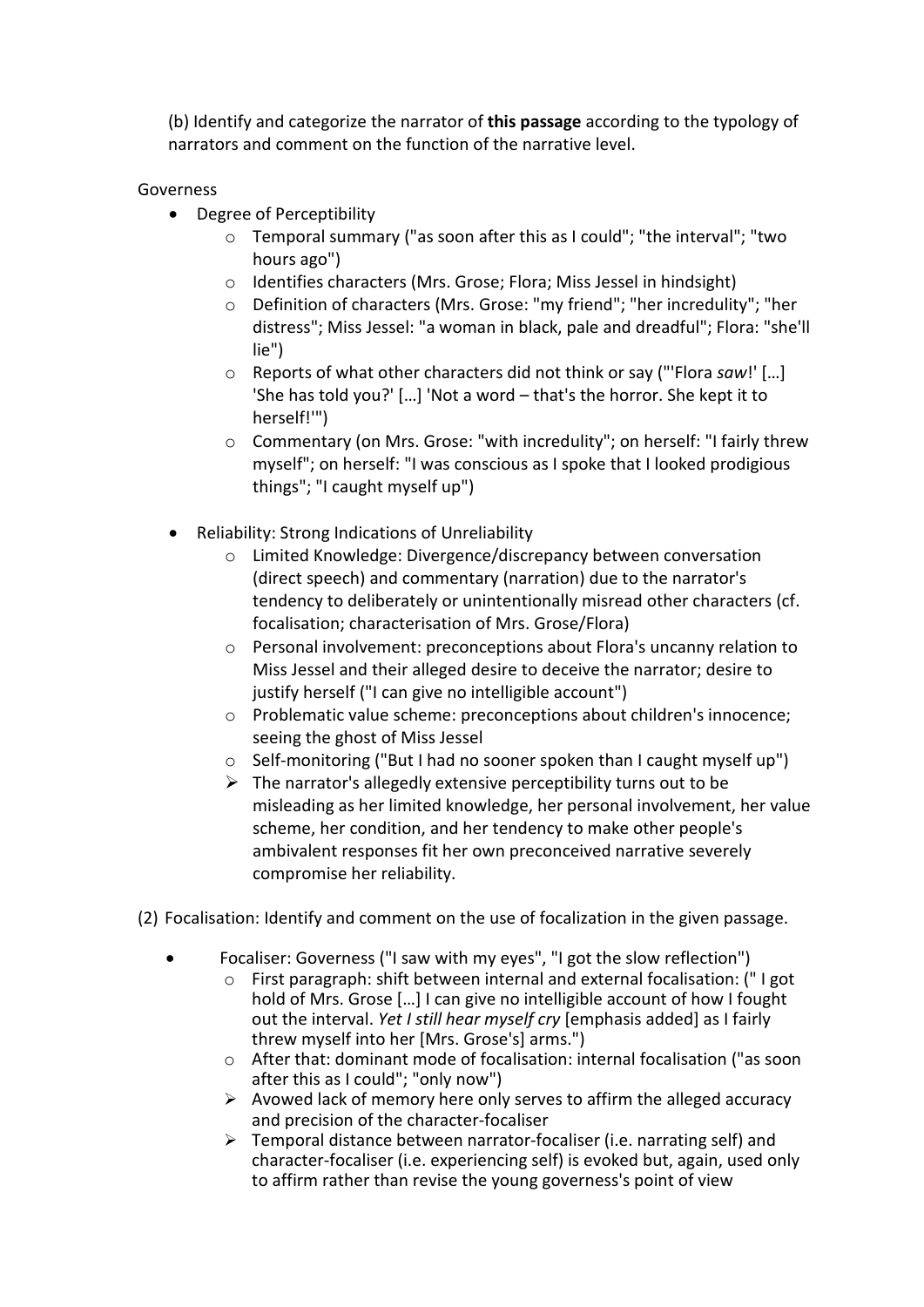(b) Identify and categorize the narrator of **this passage** according to the typology of narrators and comment on the function of the narrative level.

Governess

- Degree of Perceptibility
  - Temporal summary ("as soon after this as I could"; "the interval"; "two hours ago")
  - Identifies characters (Mrs. Grose; Flora; Miss Jessel in hindsight)
  - Definition of characters (Mrs. Grose: "my friend"; "her incredulity"; "her distress"; Miss Jessel: "a woman in black, pale and dreadful"; Flora: "she'll lie")
  - Reports of what other characters did not think or say ("'Flora *saw*!' […] 'She has told you?' […] 'Not a word – that's the horror. She kept it to herself!'")
  - Commentary (on Mrs. Grose: "with incredulity"; on herself: "I fairly threw myself"; on herself: "I was conscious as I spoke that I looked prodigious things"; "I caught myself up")

- Reliability: Strong Indications of Unreliability
  - Limited Knowledge: Divergence/discrepancy between conversation (direct speech) and commentary (narration) due to the narrator's tendency to deliberately or unintentionally misread other characters (cf. focalisation; characterisation of Mrs. Grose/Flora)
  - Personal involvement: preconceptions about Flora's uncanny relation to Miss Jessel and their alleged desire to deceive the narrator; desire to justify herself ("I can give no intelligible account")
  - Problematic value scheme: preconceptions about children's innocence; seeing the ghost of Miss Jessel
  - Self-monitoring ("But I had no sooner spoken than I caught myself up")
  - ➢ The narrator's allegedly extensive perceptibility turns out to be misleading as her limited knowledge, her personal involvement, her value scheme, her condition, and her tendency to make other people's ambivalent responses fit her own preconceived narrative severely compromise her reliability.

(2) Focalisation: Identify and comment on the use of focalization in the given passage.

- Focaliser: Governess ("I saw with my eyes", "I got the slow reflection")
  - First paragraph: shift between internal and external focalisation: (" I got hold of Mrs. Grose […] I can give no intelligible account of how I fought out the interval. *Yet I still hear myself cry* [emphasis added] as I fairly threw myself into her [Mrs. Grose's] arms.")
  - After that: dominant mode of focalisation: internal focalisation ("as soon after this as I could"; "only now")
  - ➢ Avowed lack of memory here only serves to affirm the alleged accuracy and precision of the character-focaliser
  - ➢ Temporal distance between narrator-focaliser (i.e. narrating self) and character-focaliser (i.e. experiencing self) is evoked but, again, used only to affirm rather than revise the young governess's point of view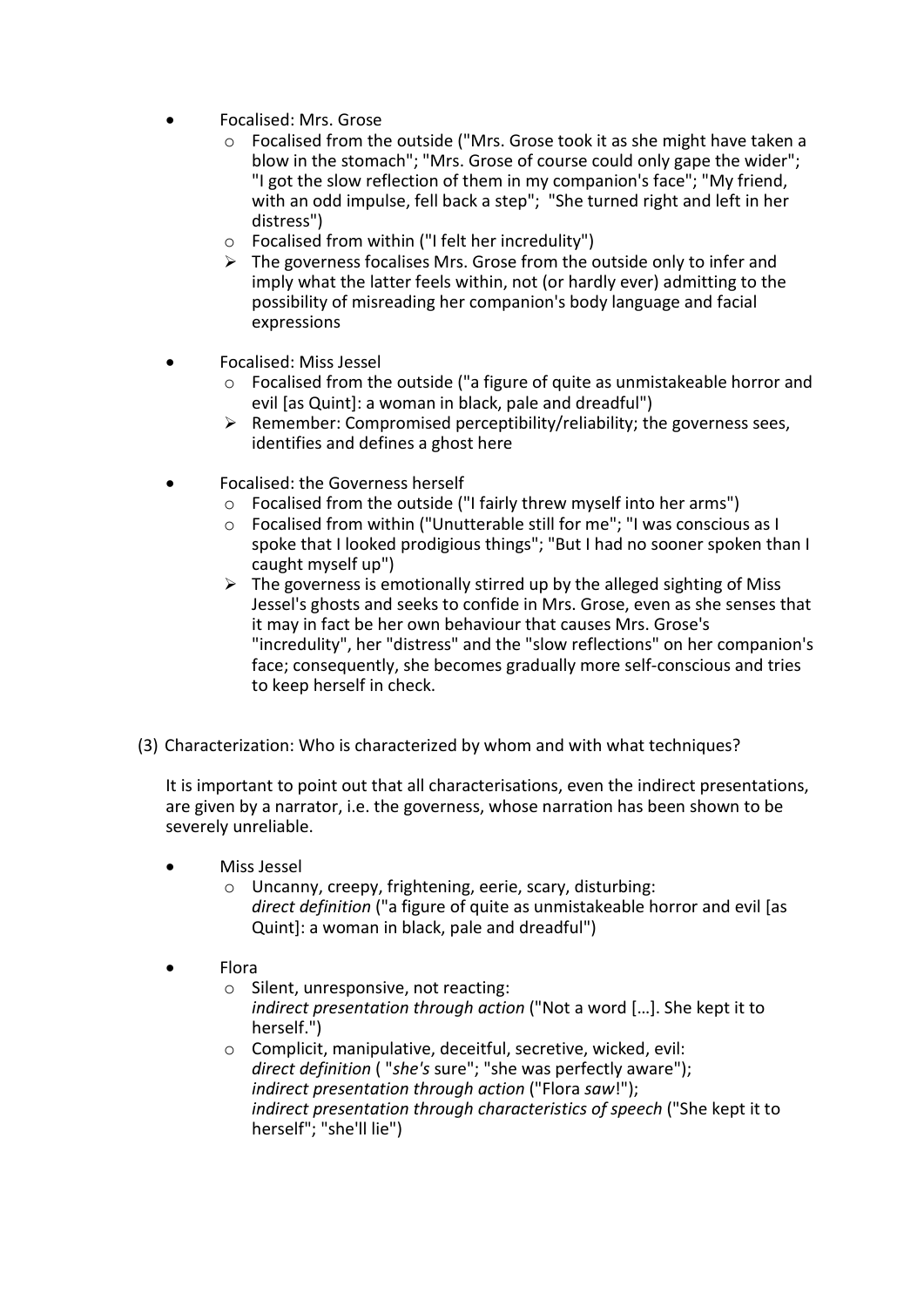- Focalised: Mrs. Grose
  - Focalised from the outside ("Mrs. Grose took it as she might have taken a blow in the stomach"; "Mrs. Grose of course could only gape the wider"; "I got the slow reflection of them in my companion's face"; "My friend, with an odd impulse, fell back a step"; "She turned right and left in her distress")
  - Focalised from within ("I felt her incredulity")
  - ➢ The governess focalises Mrs. Grose from the outside only to infer and imply what the latter feels within, not (or hardly ever) admitting to the possibility of misreading her companion's body language and facial expressions

- Focalised: Miss Jessel
  - Focalised from the outside ("a figure of quite as unmistakeable horror and evil [as Quint]: a woman in black, pale and dreadful")
  - ➢ Remember: Compromised perceptibility/reliability; the governess sees, identifies and defines a ghost here

- Focalised: the Governess herself
  - Focalised from the outside ("I fairly threw myself into her arms")
  - Focalised from within ("Unutterable still for me"; "I was conscious as I spoke that I looked prodigious things"; "But I had no sooner spoken than I caught myself up")
  - ➢ The governess is emotionally stirred up by the alleged sighting of Miss Jessel's ghosts and seeks to confide in Mrs. Grose, even as she senses that it may in fact be her own behaviour that causes Mrs. Grose's "incredulity", her "distress" and the "slow reflections" on her companion's face; consequently, she becomes gradually more self-conscious and tries to keep herself in check.

(3) Characterization: Who is characterized by whom and with what techniques?

It is important to point out that all characterisations, even the indirect presentations, are given by a narrator, i.e. the governess, whose narration has been shown to be severely unreliable.

- Miss Jessel
  - Uncanny, creepy, frightening, eerie, scary, disturbing:
    *direct definition* ("a figure of quite as unmistakeable horror and evil [as Quint]: a woman in black, pale and dreadful")

- Flora
  - Silent, unresponsive, not reacting:
    *indirect presentation through action* ("Not a word […]. She kept it to herself.")
  - Complicit, manipulative, deceitful, secretive, wicked, evil:
    *direct definition* ( "*she's* sure"; "she was perfectly aware");
    *indirect presentation through action* ("Flora *saw*!");
    *indirect presentation through characteristics of speech* ("She kept it to herself"; "she'll lie")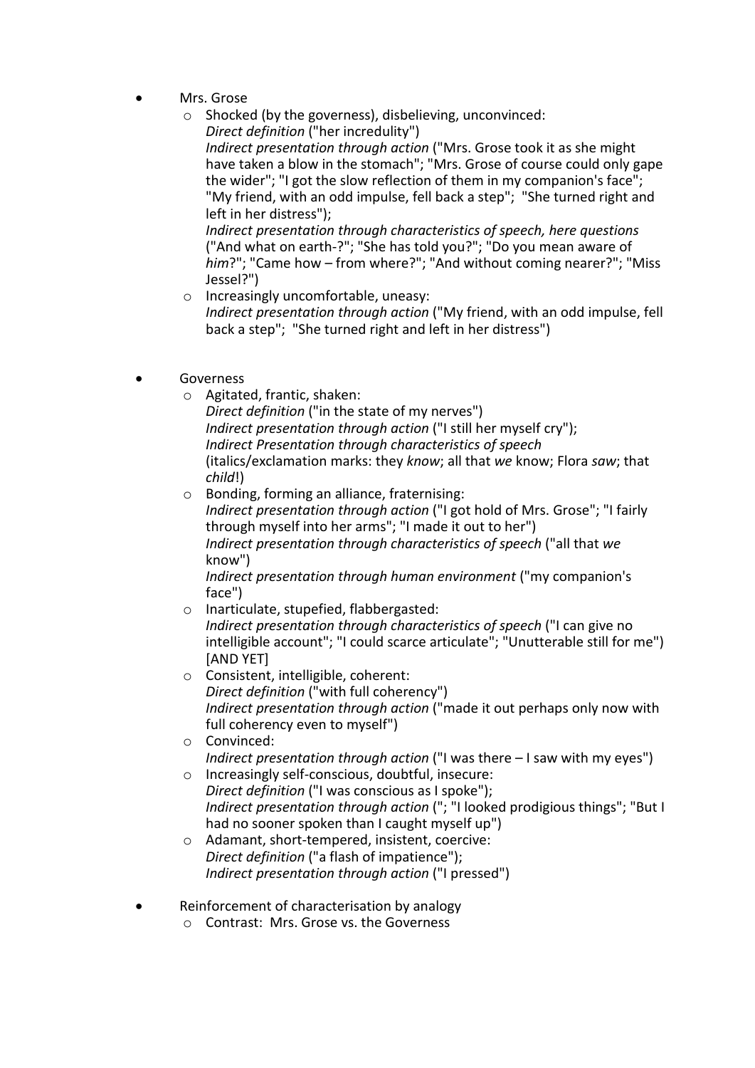- Mrs. Grose
  - Shocked (by the governess), disbelieving, unconvinced:
    *Direct definition* ("her incredulity")
    *Indirect presentation through action* ("Mrs. Grose took it as she might have taken a blow in the stomach"; "Mrs. Grose of course could only gape the wider"; "I got the slow reflection of them in my companion's face"; "My friend, with an odd impulse, fell back a step"; "She turned right and left in her distress");
    *Indirect presentation through characteristics of speech, here questions* ("And what on earth-?"; "She has told you?"; "Do you mean aware of *him*?"; "Came how – from where?"; "And without coming nearer?"; "Miss Jessel?")
  - Increasingly uncomfortable, uneasy:
    *Indirect presentation through action* ("My friend, with an odd impulse, fell back a step"; "She turned right and left in her distress")

- Governess
  - Agitated, frantic, shaken:
    *Direct definition* ("in the state of my nerves")
    *Indirect presentation through action* ("I still her myself cry");
    *Indirect Presentation through characteristics of speech* (italics/exclamation marks: they *know*; all that *we* know; Flora *saw*; that *child*!)
  - Bonding, forming an alliance, fraternising:
    *Indirect presentation through action* ("I got hold of Mrs. Grose"; "I fairly through myself into her arms"; "I made it out to her")
    *Indirect presentation through characteristics of speech* ("all that *we* know")
    *Indirect presentation through human environment* ("my companion's face")
  - Inarticulate, stupefied, flabbergasted:
    *Indirect presentation through characteristics of speech* ("I can give no intelligible account"; "I could scarce articulate"; "Unutterable still for me") [AND YET]
  - Consistent, intelligible, coherent:
    *Direct definition* ("with full coherency")
    *Indirect presentation through action* ("made it out perhaps only now with full coherency even to myself")
  - Convinced:
    *Indirect presentation through action* ("I was there – I saw with my eyes")
  - Increasingly self-conscious, doubtful, insecure:
    *Direct definition* ("I was conscious as I spoke");
    *Indirect presentation through action* ("; "I looked prodigious things"; "But I had no sooner spoken than I caught myself up")
  - Adamant, short-tempered, insistent, coercive:
    *Direct definition* ("a flash of impatience");
    *Indirect presentation through action* ("I pressed")

- Reinforcement of characterisation by analogy
  - Contrast: Mrs. Grose vs. the Governess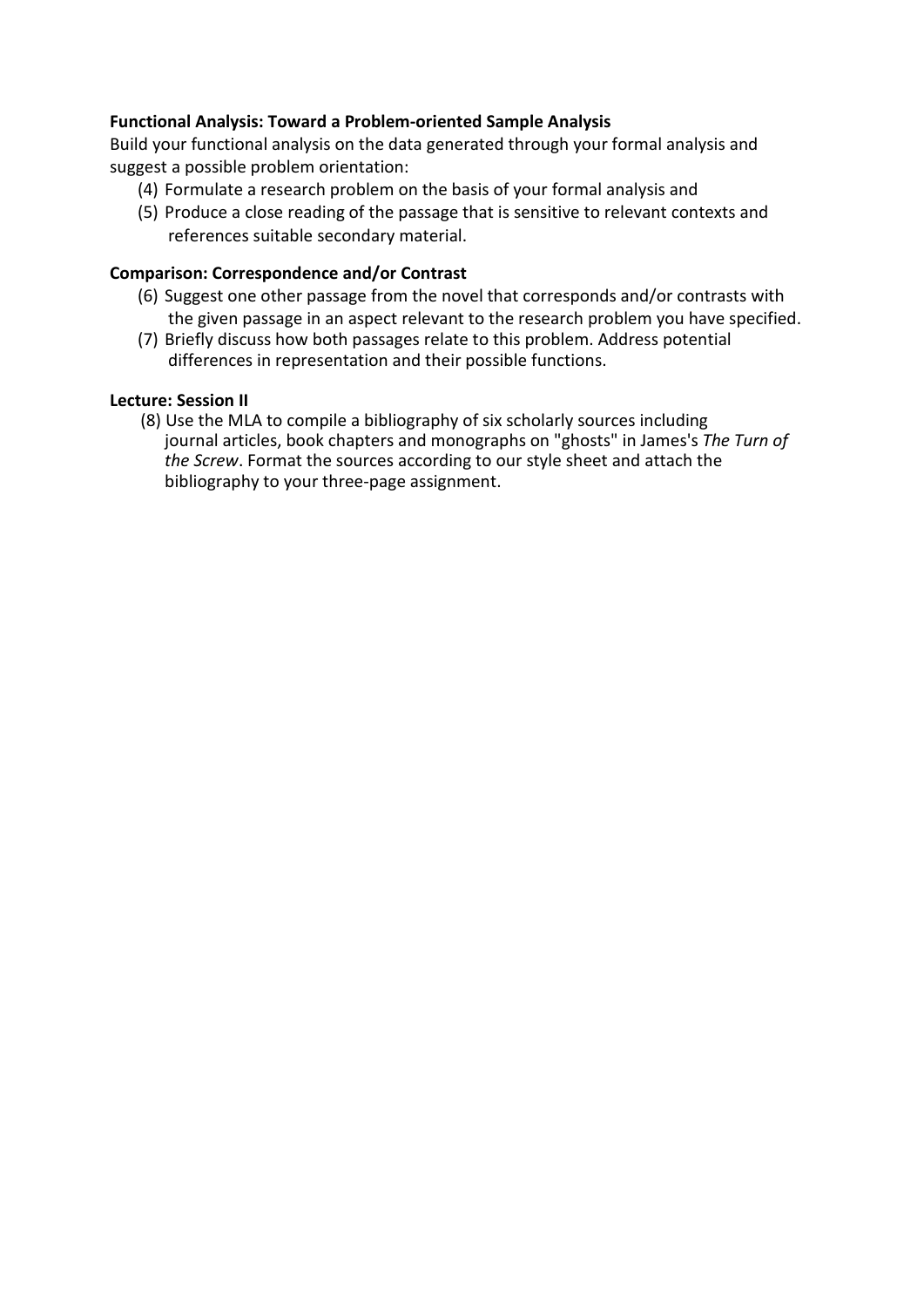**Functional Analysis: Toward a Problem-oriented Sample Analysis**

Build your functional analysis on the data generated through your formal analysis and suggest a possible problem orientation:

(4) Formulate a research problem on the basis of your formal analysis and

(5) Produce a close reading of the passage that is sensitive to relevant contexts and references suitable secondary material.

**Comparison: Correspondence and/or Contrast**

(6) Suggest one other passage from the novel that corresponds and/or contrasts with the given passage in an aspect relevant to the research problem you have specified.

(7) Briefly discuss how both passages relate to this problem. Address potential differences in representation and their possible functions.

**Lecture: Session II**

(8) Use the MLA to compile a bibliography of six scholarly sources including journal articles, book chapters and monographs on "ghosts" in James's *The Turn of the Screw*. Format the sources according to our style sheet and attach the bibliography to your three-page assignment.